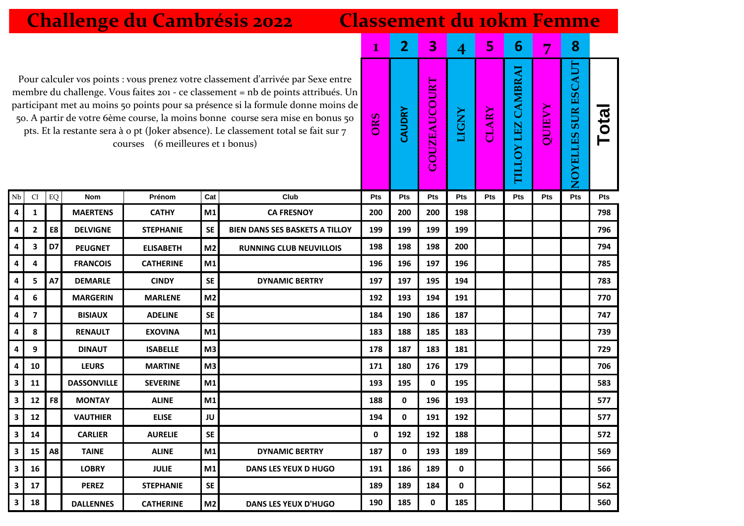# Challenge du Cambrésis 2022 — Classement du 10km Femme

Pour calculer vos points : vous prenez votre classement d'arrivée par Sexe entre membre du challenge. Vous faites 201 - ce classement = nb de points attribués. Un participant met au moins 50 points pour sa présence si la formule donne moins de 50. A partir de votre 6ème course, la moins bonne course sera mise en bonus 50 pts. Et la restante sera à 0 pt (Joker absence). Le classement total se fait sur 7 courses (6 meilleures et 1 bonus)

| | | | | | | | 1 | 2 | 3 | 4 | 5 | 6 | 7 | 8 | |
|---|---|---|---|---|---|---|---|---|---|---|---|---|---|---|---|
| | | | | | | | ORS | CAUDRY | GOUZEAUCOURT | LIGNY | CLARY | TILLOY LEZ CAMBRAI | QUIEVY | NOYELLES SUR ESCAUT | Total |
| Nb | Cl | EQ | Nom | Prénom | Cat | Club | Pts | Pts | Pts | Pts | Pts | Pts | Pts | Pts | Pts |
| 4 | 1 | | MAERTENS | CATHY | M1 | CA FRESNOY | 200 | 200 | 200 | 198 | | | | | 798 |
| 4 | 2 | E8 | DELVIGNE | STEPHANIE | SE | BIEN DANS SES BASKETS A TILLOY | 199 | 199 | 199 | 199 | | | | | 796 |
| 4 | 3 | D7 | PEUGNET | ELISABETH | M2 | RUNNING CLUB NEUVILLOIS | 198 | 198 | 198 | 200 | | | | | 794 |
| 4 | 4 | | FRANCOIS | CATHERINE | M1 | | 196 | 196 | 197 | 196 | | | | | 785 |
| 4 | 5 | A7 | DEMARLE | CINDY | SE | DYNAMIC BERTRY | 197 | 197 | 195 | 194 | | | | | 783 |
| 4 | 6 | | MARGERIN | MARLENE | M2 | | 192 | 193 | 194 | 191 | | | | | 770 |
| 4 | 7 | | BISIAUX | ADELINE | SE | | 184 | 190 | 186 | 187 | | | | | 747 |
| 4 | 8 | | RENAULT | EXOVINA | M1 | | 183 | 188 | 185 | 183 | | | | | 739 |
| 4 | 9 | | DINAUT | ISABELLE | M3 | | 178 | 187 | 183 | 181 | | | | | 729 |
| 4 | 10 | | LEURS | MARTINE | M3 | | 171 | 180 | 176 | 179 | | | | | 706 |
| 3 | 11 | | DASSONVILLE | SEVERINE | M1 | | 193 | 195 | 0 | 195 | | | | | 583 |
| 3 | 12 | F8 | MONTAY | ALINE | M1 | | 188 | 0 | 196 | 193 | | | | | 577 |
| 3 | 12 | | VAUTHIER | ELISE | JU | | 194 | 0 | 191 | 192 | | | | | 577 |
| 3 | 14 | | CARLIER | AURELIE | SE | | 0 | 192 | 192 | 188 | | | | | 572 |
| 3 | 15 | A8 | TAINE | ALINE | M1 | DYNAMIC BERTRY | 187 | 0 | 193 | 189 | | | | | 569 |
| 3 | 16 | | LOBRY | JULIE | M1 | DANS LES YEUX D HUGO | 191 | 186 | 189 | 0 | | | | | 566 |
| 3 | 17 | | PEREZ | STEPHANIE | SE | | 189 | 189 | 184 | 0 | | | | | 562 |
| 3 | 18 | | DALLENNES | CATHERINE | M2 | DANS LES YEUX D'HUGO | 190 | 185 | 0 | 185 | | | | | 560 |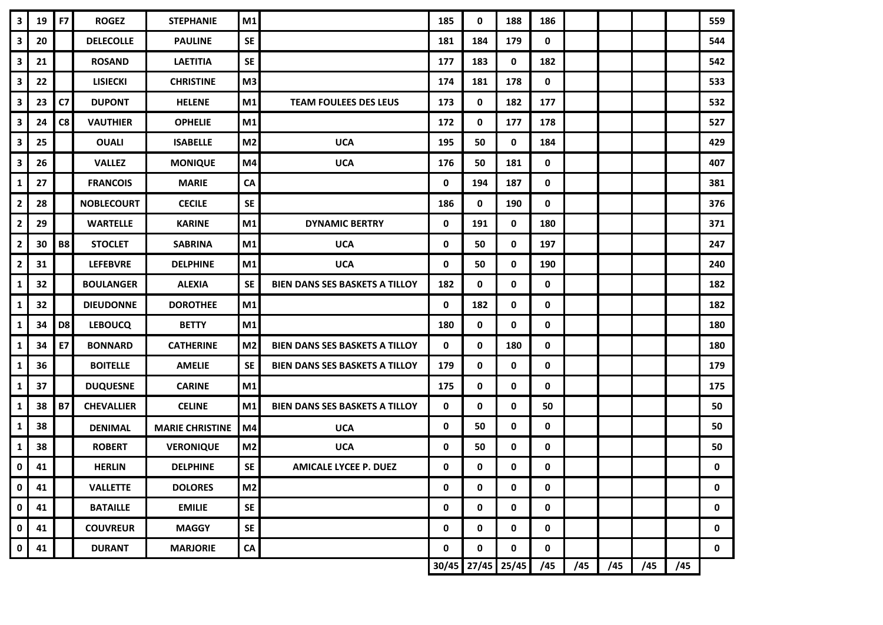| | | | | | | | | | | | | | | | | |
|---|---|---|---|---|---|---|---|---|---|---|---|---|---|---|---|---|
| **3** | **19** | **F7** | **ROGEZ** | **STEPHANIE** | **M1** | | **185** | **0** | **188** | **186** | | | | | | **559** |
| **3** | **20** | | **DELECOLLE** | **PAULINE** | **SE** | | **181** | **184** | **179** | **0** | | | | | | **544** |
| **3** | **21** | | **ROSAND** | **LAETITIA** | **SE** | | **177** | **183** | **0** | **182** | | | | | | **542** |
| **3** | **22** | | **LISIECKI** | **CHRISTINE** | **M3** | | **174** | **181** | **178** | **0** | | | | | | **533** |
| **3** | **23** | **C7** | **DUPONT** | **HELENE** | **M1** | **TEAM FOULEES DES LEUS** | **173** | **0** | **182** | **177** | | | | | | **532** |
| **3** | **24** | **C8** | **VAUTHIER** | **OPHELIE** | **M1** | | **172** | **0** | **177** | **178** | | | | | | **527** |
| **3** | **25** | | **OUALI** | **ISABELLE** | **M2** | **UCA** | **195** | **50** | **0** | **184** | | | | | | **429** |
| **3** | **26** | | **VALLEZ** | **MONIQUE** | **M4** | **UCA** | **176** | **50** | **181** | **0** | | | | | | **407** |
| **1** | **27** | | **FRANCOIS** | **MARIE** | **CA** | | **0** | **194** | **187** | **0** | | | | | | **381** |
| **2** | **28** | | **NOBLECOURT** | **CECILE** | **SE** | | **186** | **0** | **190** | **0** | | | | | | **376** |
| **2** | **29** | | **WARTELLE** | **KARINE** | **M1** | **DYNAMIC BERTRY** | **0** | **191** | **0** | **180** | | | | | | **371** |
| **2** | **30** | **B8** | **STOCLET** | **SABRINA** | **M1** | **UCA** | **0** | **50** | **0** | **197** | | | | | | **247** |
| **2** | **31** | | **LEFEBVRE** | **DELPHINE** | **M1** | **UCA** | **0** | **50** | **0** | **190** | | | | | | **240** |
| **1** | **32** | | **BOULANGER** | **ALEXIA** | **SE** | **BIEN DANS SES BASKETS A TILLOY** | **182** | **0** | **0** | **0** | | | | | | **182** |
| **1** | **32** | | **DIEUDONNE** | **DOROTHEE** | **M1** | | **0** | **182** | **0** | **0** | | | | | | **182** |
| **1** | **34** | **D8** | **LEBOUCQ** | **BETTY** | **M1** | | **180** | **0** | **0** | **0** | | | | | | **180** |
| **1** | **34** | **E7** | **BONNARD** | **CATHERINE** | **M2** | **BIEN DANS SES BASKETS A TILLOY** | **0** | **0** | **180** | **0** | | | | | | **180** |
| **1** | **36** | | **BOITELLE** | **AMELIE** | **SE** | **BIEN DANS SES BASKETS A TILLOY** | **179** | **0** | **0** | **0** | | | | | | **179** |
| **1** | **37** | | **DUQUESNE** | **CARINE** | **M1** | | **175** | **0** | **0** | **0** | | | | | | **175** |
| **1** | **38** | **B7** | **CHEVALLIER** | **CELINE** | **M1** | **BIEN DANS SES BASKETS A TILLOY** | **0** | **0** | **0** | **50** | | | | | | **50** |
| **1** | **38** | | **DENIMAL** | **MARIE CHRISTINE** | **M4** | **UCA** | **0** | **50** | **0** | **0** | | | | | | **50** |
| **1** | **38** | | **ROBERT** | **VERONIQUE** | **M2** | **UCA** | **0** | **50** | **0** | **0** | | | | | | **50** |
| **0** | **41** | | **HERLIN** | **DELPHINE** | **SE** | **AMICALE LYCEE P. DUEZ** | **0** | **0** | **0** | **0** | | | | | | **0** |
| **0** | **41** | | **VALLETTE** | **DOLORES** | **M2** | | **0** | **0** | **0** | **0** | | | | | | **0** |
| **0** | **41** | | **BATAILLE** | **EMILIE** | **SE** | | **0** | **0** | **0** | **0** | | | | | | **0** |
| **0** | **41** | | **COUVREUR** | **MAGGY** | **SE** | | **0** | **0** | **0** | **0** | | | | | | **0** |
| **0** | **41** | | **DURANT** | **MARJORIE** | **CA** | | **0** | **0** | **0** | **0** | | | | | | **0** |
| | | | | | | | **30/45** | **27/45** | **25/45** | **/45** | **/45** | **/45** | **/45** | **/45** | | |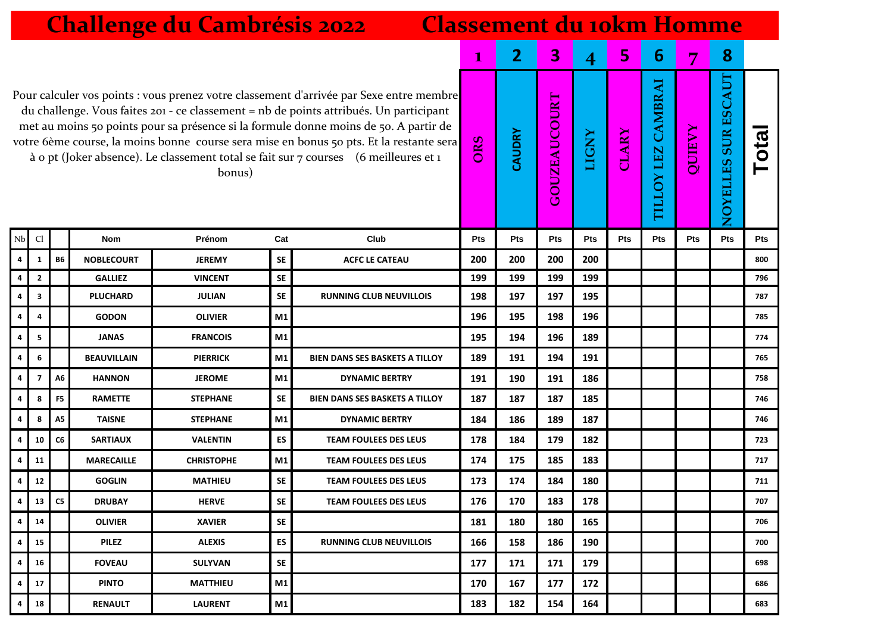# Challenge du Cambrésis 2022 — Classement du 10km Homme

Pour calculer vos points : vous prenez votre classement d'arrivée par Sexe entre membre du challenge. Vous faites 201 - ce classement = nb de points attribués. Un participant met au moins 50 points pour sa présence si la formule donne moins de 50. A partir de votre 6ème course, la moins bonne course sera mise en bonus 50 pts. Et la restante sera à 0 pt (Joker absence). Le classement total se fait sur 7 courses (6 meilleures et 1 bonus)

| | | | | | | | 1 | 2 | 3 | 4 | 5 | 6 | 7 | 8 | |
|---|---|---|---|---|---|---|---|---|---|---|---|---|---|---|---|
| | | | | | | | ORS | CAUDRY | GOUZEAUCOURT | LIGNY | CLARY | TILLOY LEZ CAMBRAI | QUIEVY | NOYELLES SUR ESCAUT | Total |
| Nb | Cl | | Nom | Prénom | Cat | Club | Pts | Pts | Pts | Pts | Pts | Pts | Pts | Pts | Pts |
| 4 | 1 | B6 | NOBLECOURT | JEREMY | SE | ACFC LE CATEAU | 200 | 200 | 200 | 200 | | | | | 800 |
| 4 | 2 | | GALLIEZ | VINCENT | SE | | 199 | 199 | 199 | 199 | | | | | 796 |
| 4 | 3 | | PLUCHARD | JULIAN | SE | RUNNING CLUB NEUVILLOIS | 198 | 197 | 197 | 195 | | | | | 787 |
| 4 | 4 | | GODON | OLIVIER | M1 | | 196 | 195 | 198 | 196 | | | | | 785 |
| 4 | 5 | | JANAS | FRANCOIS | M1 | | 195 | 194 | 196 | 189 | | | | | 774 |
| 4 | 6 | | BEAUVILLAIN | PIERRICK | M1 | BIEN DANS SES BASKETS A TILLOY | 189 | 191 | 194 | 191 | | | | | 765 |
| 4 | 7 | A6 | HANNON | JEROME | M1 | DYNAMIC BERTRY | 191 | 190 | 191 | 186 | | | | | 758 |
| 4 | 8 | F5 | RAMETTE | STEPHANE | SE | BIEN DANS SES BASKETS A TILLOY | 187 | 187 | 187 | 185 | | | | | 746 |
| 4 | 8 | A5 | TAISNE | STEPHANE | M1 | DYNAMIC BERTRY | 184 | 186 | 189 | 187 | | | | | 746 |
| 4 | 10 | C6 | SARTIAUX | VALENTIN | ES | TEAM FOULEES DES LEUS | 178 | 184 | 179 | 182 | | | | | 723 |
| 4 | 11 | | MARECAILLE | CHRISTOPHE | M1 | TEAM FOULEES DES LEUS | 174 | 175 | 185 | 183 | | | | | 717 |
| 4 | 12 | | GOGLIN | MATHIEU | SE | TEAM FOULEES DES LEUS | 173 | 174 | 184 | 180 | | | | | 711 |
| 4 | 13 | C5 | DRUBAY | HERVE | SE | TEAM FOULEES DES LEUS | 176 | 170 | 183 | 178 | | | | | 707 |
| 4 | 14 | | OLIVIER | XAVIER | SE | | 181 | 180 | 180 | 165 | | | | | 706 |
| 4 | 15 | | PILEZ | ALEXIS | ES | RUNNING CLUB NEUVILLOIS | 166 | 158 | 186 | 190 | | | | | 700 |
| 4 | 16 | | FOVEAU | SULYVAN | SE | | 177 | 171 | 171 | 179 | | | | | 698 |
| 4 | 17 | | PINTO | MATTHIEU | M1 | | 170 | 167 | 177 | 172 | | | | | 686 |
| 4 | 18 | | RENAULT | LAURENT | M1 | | 183 | 182 | 154 | 164 | | | | | 683 |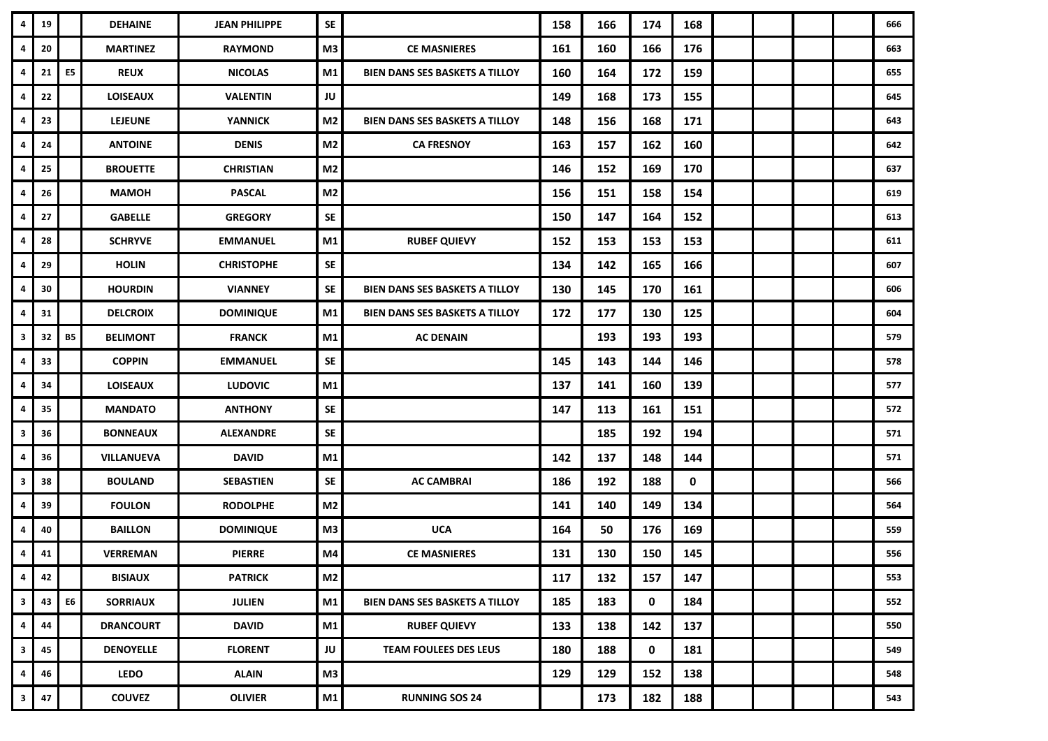| | | | | | | | | | | | | | | | |
|---|---|---|---|---|---|---|---|---|---|---|---|---|---|---|---|
| 4 | 19 | | DEHAINE | JEAN PHILIPPE | SE | | 158 | 166 | 174 | 168 | | | | | 666 |
| 4 | 20 | | MARTINEZ | RAYMOND | M3 | CE MASNIERES | 161 | 160 | 166 | 176 | | | | | 663 |
| 4 | 21 | E5 | REUX | NICOLAS | M1 | BIEN DANS SES BASKETS A TILLOY | 160 | 164 | 172 | 159 | | | | | 655 |
| 4 | 22 | | LOISEAUX | VALENTIN | JU | | 149 | 168 | 173 | 155 | | | | | 645 |
| 4 | 23 | | LEJEUNE | YANNICK | M2 | BIEN DANS SES BASKETS A TILLOY | 148 | 156 | 168 | 171 | | | | | 643 |
| 4 | 24 | | ANTOINE | DENIS | M2 | CA FRESNOY | 163 | 157 | 162 | 160 | | | | | 642 |
| 4 | 25 | | BROUETTE | CHRISTIAN | M2 | | 146 | 152 | 169 | 170 | | | | | 637 |
| 4 | 26 | | MAMOH | PASCAL | M2 | | 156 | 151 | 158 | 154 | | | | | 619 |
| 4 | 27 | | GABELLE | GREGORY | SE | | 150 | 147 | 164 | 152 | | | | | 613 |
| 4 | 28 | | SCHRYVE | EMMANUEL | M1 | RUBEF QUIEVY | 152 | 153 | 153 | 153 | | | | | 611 |
| 4 | 29 | | HOLIN | CHRISTOPHE | SE | | 134 | 142 | 165 | 166 | | | | | 607 |
| 4 | 30 | | HOURDIN | VIANNEY | SE | BIEN DANS SES BASKETS A TILLOY | 130 | 145 | 170 | 161 | | | | | 606 |
| 4 | 31 | | DELCROIX | DOMINIQUE | M1 | BIEN DANS SES BASKETS A TILLOY | 172 | 177 | 130 | 125 | | | | | 604 |
| 3 | 32 | B5 | BELIMONT | FRANCK | M1 | AC DENAIN | | 193 | 193 | 193 | | | | | 579 |
| 4 | 33 | | COPPIN | EMMANUEL | SE | | 145 | 143 | 144 | 146 | | | | | 578 |
| 4 | 34 | | LOISEAUX | LUDOVIC | M1 | | 137 | 141 | 160 | 139 | | | | | 577 |
| 4 | 35 | | MANDATO | ANTHONY | SE | | 147 | 113 | 161 | 151 | | | | | 572 |
| 3 | 36 | | BONNEAUX | ALEXANDRE | SE | | | 185 | 192 | 194 | | | | | 571 |
| 4 | 36 | | VILLANUEVA | DAVID | M1 | | 142 | 137 | 148 | 144 | | | | | 571 |
| 3 | 38 | | BOULAND | SEBASTIEN | SE | AC CAMBRAI | 186 | 192 | 188 | 0 | | | | | 566 |
| 4 | 39 | | FOULON | RODOLPHE | M2 | | 141 | 140 | 149 | 134 | | | | | 564 |
| 4 | 40 | | BAILLON | DOMINIQUE | M3 | UCA | 164 | 50 | 176 | 169 | | | | | 559 |
| 4 | 41 | | VERREMAN | PIERRE | M4 | CE MASNIERES | 131 | 130 | 150 | 145 | | | | | 556 |
| 4 | 42 | | BISIAUX | PATRICK | M2 | | 117 | 132 | 157 | 147 | | | | | 553 |
| 3 | 43 | E6 | SORRIAUX | JULIEN | M1 | BIEN DANS SES BASKETS A TILLOY | 185 | 183 | 0 | 184 | | | | | 552 |
| 4 | 44 | | DRANCOURT | DAVID | M1 | RUBEF QUIEVY | 133 | 138 | 142 | 137 | | | | | 550 |
| 3 | 45 | | DENOYELLE | FLORENT | JU | TEAM FOULEES DES LEUS | 180 | 188 | 0 | 181 | | | | | 549 |
| 4 | 46 | | LEDO | ALAIN | M3 | | 129 | 129 | 152 | 138 | | | | | 548 |
| 3 | 47 | | COUVEZ | OLIVIER | M1 | RUNNING SOS 24 | | 173 | 182 | 188 | | | | | 543 |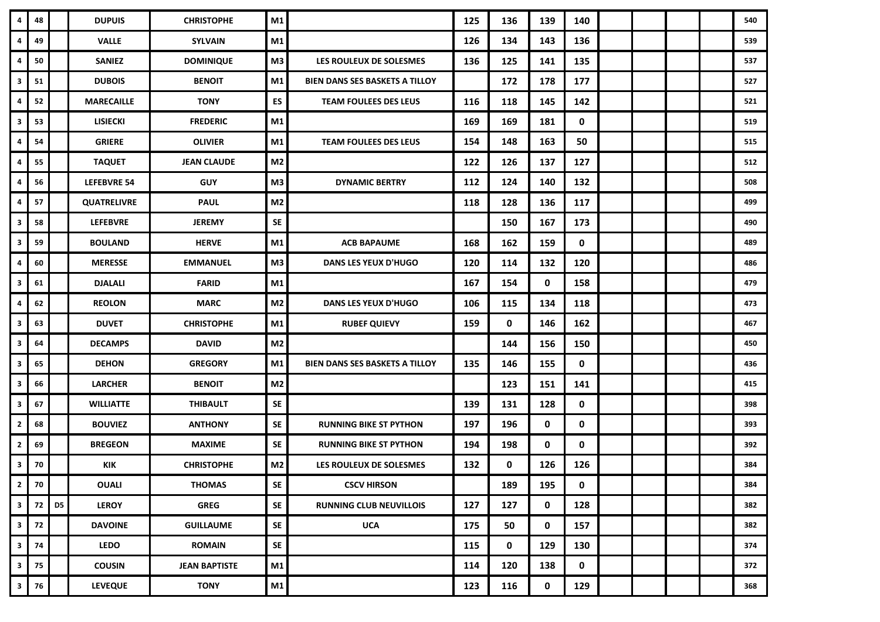| | | | | | | | | | | | | | | | |
|---|---|---|---|---|---|---|---|---|---|---|---|---|---|---|---|
| 4 | 48 | | DUPUIS | CHRISTOPHE | M1 | | 125 | 136 | 139 | 140 | | | | | 540 |
| 4 | 49 | | VALLE | SYLVAIN | M1 | | 126 | 134 | 143 | 136 | | | | | 539 |
| 4 | 50 | | SANIEZ | DOMINIQUE | M3 | LES ROULEUX DE SOLESMES | 136 | 125 | 141 | 135 | | | | | 537 |
| 3 | 51 | | DUBOIS | BENOIT | M1 | BIEN DANS SES BASKETS A TILLOY | | 172 | 178 | 177 | | | | | 527 |
| 4 | 52 | | MARECAILLE | TONY | ES | TEAM FOULEES DES LEUS | 116 | 118 | 145 | 142 | | | | | 521 |
| 3 | 53 | | LISIECKI | FREDERIC | M1 | | 169 | 169 | 181 | 0 | | | | | 519 |
| 4 | 54 | | GRIERE | OLIVIER | M1 | TEAM FOULEES DES LEUS | 154 | 148 | 163 | 50 | | | | | 515 |
| 4 | 55 | | TAQUET | JEAN CLAUDE | M2 | | 122 | 126 | 137 | 127 | | | | | 512 |
| 4 | 56 | | LEFEBVRE 54 | GUY | M3 | DYNAMIC BERTRY | 112 | 124 | 140 | 132 | | | | | 508 |
| 4 | 57 | | QUATRELIVRE | PAUL | M2 | | 118 | 128 | 136 | 117 | | | | | 499 |
| 3 | 58 | | LEFEBVRE | JEREMY | SE | | | 150 | 167 | 173 | | | | | 490 |
| 3 | 59 | | BOULAND | HERVE | M1 | ACB BAPAUME | 168 | 162 | 159 | 0 | | | | | 489 |
| 4 | 60 | | MERESSE | EMMANUEL | M3 | DANS LES YEUX D'HUGO | 120 | 114 | 132 | 120 | | | | | 486 |
| 3 | 61 | | DJALALI | FARID | M1 | | 167 | 154 | 0 | 158 | | | | | 479 |
| 4 | 62 | | REOLON | MARC | M2 | DANS LES YEUX D'HUGO | 106 | 115 | 134 | 118 | | | | | 473 |
| 3 | 63 | | DUVET | CHRISTOPHE | M1 | RUBEF QUIEVY | 159 | 0 | 146 | 162 | | | | | 467 |
| 3 | 64 | | DECAMPS | DAVID | M2 | | | 144 | 156 | 150 | | | | | 450 |
| 3 | 65 | | DEHON | GREGORY | M1 | BIEN DANS SES BASKETS A TILLOY | 135 | 146 | 155 | 0 | | | | | 436 |
| 3 | 66 | | LARCHER | BENOIT | M2 | | | 123 | 151 | 141 | | | | | 415 |
| 3 | 67 | | WILLIATTE | THIBAULT | SE | | 139 | 131 | 128 | 0 | | | | | 398 |
| 2 | 68 | | BOUVIEZ | ANTHONY | SE | RUNNING BIKE ST PYTHON | 197 | 196 | 0 | 0 | | | | | 393 |
| 2 | 69 | | BREGEON | MAXIME | SE | RUNNING BIKE ST PYTHON | 194 | 198 | 0 | 0 | | | | | 392 |
| 3 | 70 | | KIK | CHRISTOPHE | M2 | LES ROULEUX DE SOLESMES | 132 | 0 | 126 | 126 | | | | | 384 |
| 2 | 70 | | OUALI | THOMAS | SE | CSCV HIRSON | | 189 | 195 | 0 | | | | | 384 |
| 3 | 72 | D5 | LEROY | GREG | SE | RUNNING CLUB NEUVILLOIS | 127 | 127 | 0 | 128 | | | | | 382 |
| 3 | 72 | | DAVOINE | GUILLAUME | SE | UCA | 175 | 50 | 0 | 157 | | | | | 382 |
| 3 | 74 | | LEDO | ROMAIN | SE | | 115 | 0 | 129 | 130 | | | | | 374 |
| 3 | 75 | | COUSIN | JEAN BAPTISTE | M1 | | 114 | 120 | 138 | 0 | | | | | 372 |
| 3 | 76 | | LEVEQUE | TONY | M1 | | 123 | 116 | 0 | 129 | | | | | 368 |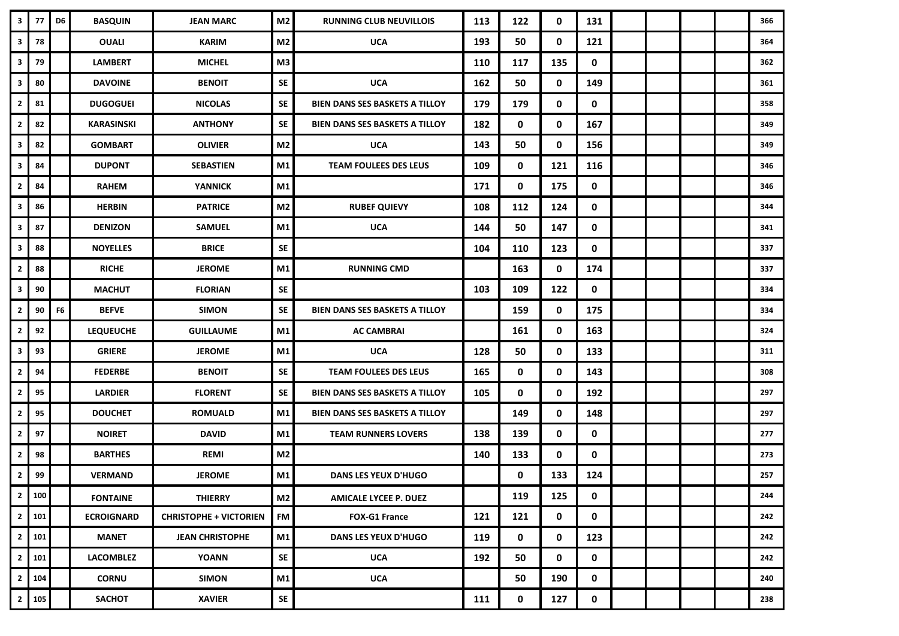| | | | | | | | | | | | | | | | |
|---|---|---|---|---|---|---|---|---|---|---|---|---|---|---|---|
| 3 | 77 | D6 | BASQUIN | JEAN MARC | M2 | RUNNING CLUB NEUVILLOIS | 113 | 122 | 0 | 131 | | | | | 366 |
| 3 | 78 | | OUALI | KARIM | M2 | UCA | 193 | 50 | 0 | 121 | | | | | 364 |
| 3 | 79 | | LAMBERT | MICHEL | M3 | | 110 | 117 | 135 | 0 | | | | | 362 |
| 3 | 80 | | DAVOINE | BENOIT | SE | UCA | 162 | 50 | 0 | 149 | | | | | 361 |
| 2 | 81 | | DUGOGUEI | NICOLAS | SE | BIEN DANS SES BASKETS A TILLOY | 179 | 179 | 0 | 0 | | | | | 358 |
| 2 | 82 | | KARASINSKI | ANTHONY | SE | BIEN DANS SES BASKETS A TILLOY | 182 | 0 | 0 | 167 | | | | | 349 |
| 3 | 82 | | GOMBART | OLIVIER | M2 | UCA | 143 | 50 | 0 | 156 | | | | | 349 |
| 3 | 84 | | DUPONT | SEBASTIEN | M1 | TEAM FOULEES DES LEUS | 109 | 0 | 121 | 116 | | | | | 346 |
| 2 | 84 | | RAHEM | YANNICK | M1 | | 171 | 0 | 175 | 0 | | | | | 346 |
| 3 | 86 | | HERBIN | PATRICE | M2 | RUBEF QUIEVY | 108 | 112 | 124 | 0 | | | | | 344 |
| 3 | 87 | | DENIZON | SAMUEL | M1 | UCA | 144 | 50 | 147 | 0 | | | | | 341 |
| 3 | 88 | | NOYELLES | BRICE | SE | | 104 | 110 | 123 | 0 | | | | | 337 |
| 2 | 88 | | RICHE | JEROME | M1 | RUNNING CMD | | 163 | 0 | 174 | | | | | 337 |
| 3 | 90 | | MACHUT | FLORIAN | SE | | 103 | 109 | 122 | 0 | | | | | 334 |
| 2 | 90 | F6 | BEFVE | SIMON | SE | BIEN DANS SES BASKETS A TILLOY | | 159 | 0 | 175 | | | | | 334 |
| 2 | 92 | | LEQUEUCHE | GUILLAUME | M1 | AC CAMBRAI | | 161 | 0 | 163 | | | | | 324 |
| 3 | 93 | | GRIERE | JEROME | M1 | UCA | 128 | 50 | 0 | 133 | | | | | 311 |
| 2 | 94 | | FEDERBE | BENOIT | SE | TEAM FOULEES DES LEUS | 165 | 0 | 0 | 143 | | | | | 308 |
| 2 | 95 | | LARDIER | FLORENT | SE | BIEN DANS SES BASKETS A TILLOY | 105 | 0 | 0 | 192 | | | | | 297 |
| 2 | 95 | | DOUCHET | ROMUALD | M1 | BIEN DANS SES BASKETS A TILLOY | | 149 | 0 | 148 | | | | | 297 |
| 2 | 97 | | NOIRET | DAVID | M1 | TEAM RUNNERS LOVERS | 138 | 139 | 0 | 0 | | | | | 277 |
| 2 | 98 | | BARTHES | REMI | M2 | | 140 | 133 | 0 | 0 | | | | | 273 |
| 2 | 99 | | VERMAND | JEROME | M1 | DANS LES YEUX D'HUGO | | 0 | 133 | 124 | | | | | 257 |
| 2 | 100 | | FONTAINE | THIERRY | M2 | AMICALE LYCEE P. DUEZ | | 119 | 125 | 0 | | | | | 244 |
| 2 | 101 | | ECROIGNARD | CHRISTOPHE + VICTORIEN | FM | FOX-G1 France | 121 | 121 | 0 | 0 | | | | | 242 |
| 2 | 101 | | MANET | JEAN CHRISTOPHE | M1 | DANS LES YEUX D'HUGO | 119 | 0 | 0 | 123 | | | | | 242 |
| 2 | 101 | | LACOMBLEZ | YOANN | SE | UCA | 192 | 50 | 0 | 0 | | | | | 242 |
| 2 | 104 | | CORNU | SIMON | M1 | UCA | | 50 | 190 | 0 | | | | | 240 |
| 2 | 105 | | SACHOT | XAVIER | SE | | 111 | 0 | 127 | 0 | | | | | 238 |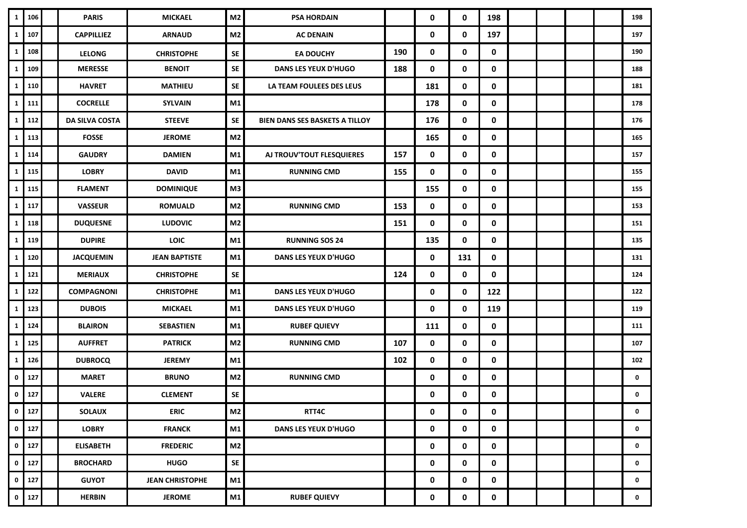| | | | | | | | | | | | | | | | |
|---|---|---|---|---|---|---|---|---|---|---|---|---|---|---|---|
| 1 | 106 | | PARIS | MICKAEL | M2 | PSA HORDAIN | | 0 | 0 | 198 | | | | | 198 |
| 1 | 107 | | CAPPILLIEZ | ARNAUD | M2 | AC DENAIN | | 0 | 0 | 197 | | | | | 197 |
| 1 | 108 | | LELONG | CHRISTOPHE | SE | EA DOUCHY | 190 | 0 | 0 | 0 | | | | | 190 |
| 1 | 109 | | MERESSE | BENOIT | SE | DANS LES YEUX D'HUGO | 188 | 0 | 0 | 0 | | | | | 188 |
| 1 | 110 | | HAVRET | MATHIEU | SE | LA TEAM FOULEES DES LEUS | | 181 | 0 | 0 | | | | | 181 |
| 1 | 111 | | COCRELLE | SYLVAIN | M1 | | | 178 | 0 | 0 | | | | | 178 |
| 1 | 112 | | DA SILVA COSTA | STEEVE | SE | BIEN DANS SES BASKETS A TILLOY | | 176 | 0 | 0 | | | | | 176 |
| 1 | 113 | | FOSSE | JEROME | M2 | | | 165 | 0 | 0 | | | | | 165 |
| 1 | 114 | | GAUDRY | DAMIEN | M1 | AJ TROUV'TOUT FLESQUIERES | 157 | 0 | 0 | 0 | | | | | 157 |
| 1 | 115 | | LOBRY | DAVID | M1 | RUNNING CMD | 155 | 0 | 0 | 0 | | | | | 155 |
| 1 | 115 | | FLAMENT | DOMINIQUE | M3 | | | 155 | 0 | 0 | | | | | 155 |
| 1 | 117 | | VASSEUR | ROMUALD | M2 | RUNNING CMD | 153 | 0 | 0 | 0 | | | | | 153 |
| 1 | 118 | | DUQUESNE | LUDOVIC | M2 | | 151 | 0 | 0 | 0 | | | | | 151 |
| 1 | 119 | | DUPIRE | LOIC | M1 | RUNNING SOS 24 | | 135 | 0 | 0 | | | | | 135 |
| 1 | 120 | | JACQUEMIN | JEAN BAPTISTE | M1 | DANS LES YEUX D'HUGO | | 0 | 131 | 0 | | | | | 131 |
| 1 | 121 | | MERIAUX | CHRISTOPHE | SE | | 124 | 0 | 0 | 0 | | | | | 124 |
| 1 | 122 | | COMPAGNONI | CHRISTOPHE | M1 | DANS LES YEUX D'HUGO | | 0 | 0 | 122 | | | | | 122 |
| 1 | 123 | | DUBOIS | MICKAEL | M1 | DANS LES YEUX D'HUGO | | 0 | 0 | 119 | | | | | 119 |
| 1 | 124 | | BLAIRON | SEBASTIEN | M1 | RUBEF QUIEVY | | 111 | 0 | 0 | | | | | 111 |
| 1 | 125 | | AUFFRET | PATRICK | M2 | RUNNING CMD | 107 | 0 | 0 | 0 | | | | | 107 |
| 1 | 126 | | DUBROCQ | JEREMY | M1 | | 102 | 0 | 0 | 0 | | | | | 102 |
| 0 | 127 | | MARET | BRUNO | M2 | RUNNING CMD | | 0 | 0 | 0 | | | | | 0 |
| 0 | 127 | | VALERE | CLEMENT | SE | | | 0 | 0 | 0 | | | | | 0 |
| 0 | 127 | | SOLAUX | ERIC | M2 | RTT4C | | 0 | 0 | 0 | | | | | 0 |
| 0 | 127 | | LOBRY | FRANCK | M1 | DANS LES YEUX D'HUGO | | 0 | 0 | 0 | | | | | 0 |
| 0 | 127 | | ELISABETH | FREDERIC | M2 | | | 0 | 0 | 0 | | | | | 0 |
| 0 | 127 | | BROCHARD | HUGO | SE | | | 0 | 0 | 0 | | | | | 0 |
| 0 | 127 | | GUYOT | JEAN CHRISTOPHE | M1 | | | 0 | 0 | 0 | | | | | 0 |
| 0 | 127 | | HERBIN | JEROME | M1 | RUBEF QUIEVY | | 0 | 0 | 0 | | | | | 0 |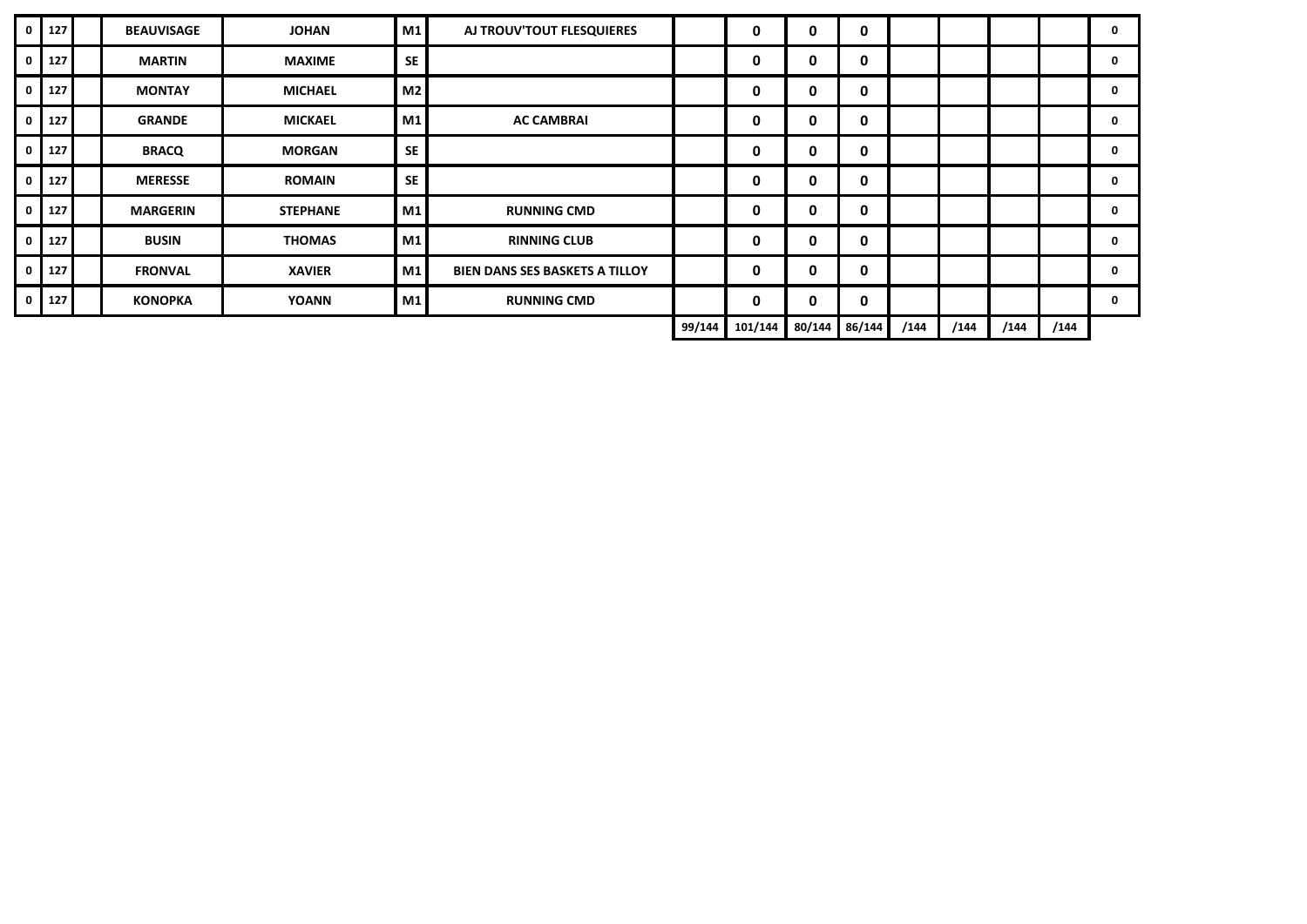| | | | | | | | | | | | | | | | | |
|---|---|---|---|---|---|---|---|---|---|---|---|---|---|---|---|---|
| 0 | 127 | | BEAUVISAGE | JOHAN | M1 | AJ TROUV'TOUT FLESQUIERES | | 0 | 0 | 0 | | | | | | 0 |
| 0 | 127 | | MARTIN | MAXIME | SE | | | 0 | 0 | 0 | | | | | | 0 |
| 0 | 127 | | MONTAY | MICHAEL | M2 | | | 0 | 0 | 0 | | | | | | 0 |
| 0 | 127 | | GRANDE | MICKAEL | M1 | AC CAMBRAI | | 0 | 0 | 0 | | | | | | 0 |
| 0 | 127 | | BRACQ | MORGAN | SE | | | 0 | 0 | 0 | | | | | | 0 |
| 0 | 127 | | MERESSE | ROMAIN | SE | | | 0 | 0 | 0 | | | | | | 0 |
| 0 | 127 | | MARGERIN | STEPHANE | M1 | RUNNING CMD | | 0 | 0 | 0 | | | | | | 0 |
| 0 | 127 | | BUSIN | THOMAS | M1 | RINNING CLUB | | 0 | 0 | 0 | | | | | | 0 |
| 0 | 127 | | FRONVAL | XAVIER | M1 | BIEN DANS SES BASKETS A TILLOY | | 0 | 0 | 0 | | | | | | 0 |
| 0 | 127 | | KONOPKA | YOANN | M1 | RUNNING CMD | | 0 | 0 | 0 | | | | | | 0 |
| | | | | | | | 99/144 | 101/144 | 80/144 | 86/144 | /144 | /144 | /144 | /144 | | |